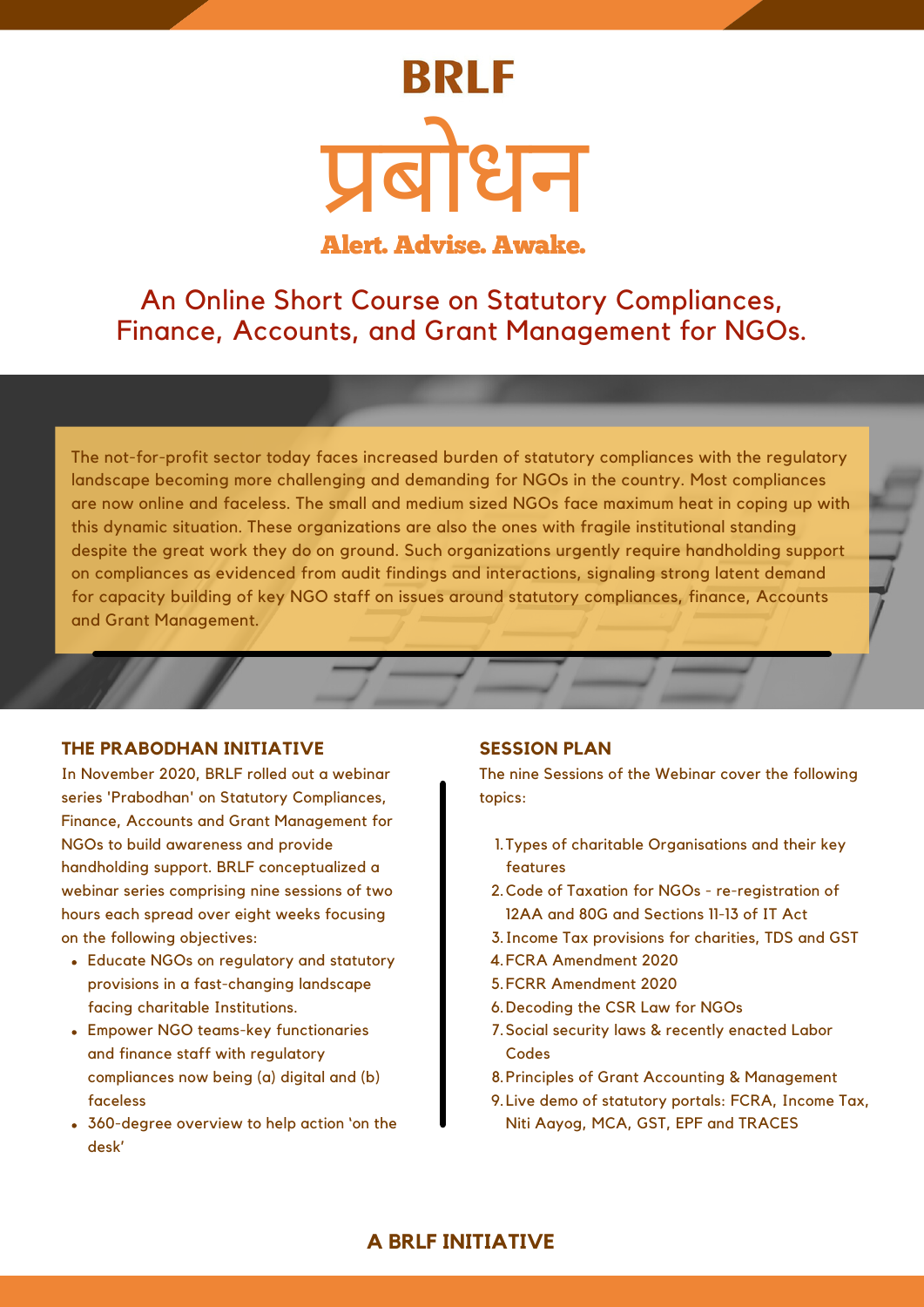# BRLF

# प्रबोधन

**Alert. Advise. Awake.**

## An Online Short Course on Statutory Compliances, Finance, Accounts, and Grant Management for NGOs.

The not-for-profit sector today faces increased burden of statutory compliances with the regulatory landscape becoming more challenging and demanding for NGOs in the country. Most compliances are now online and faceless. The small and medium sized NGOs face maximum heat in coping up with this dynamic situation. These organizations are also the ones with fragile institutional standing despite the great work they do on ground. Such organizations urgently require handholding support on compliances as evidenced from audit findings and interactions, signaling strong latent demand for capacity building of key NGO staff on issues around statutory compliances, finance, Accounts and Grant Management.

### THE PRABODHAN INITIATIVE

In November 2020, BRLF rolled out a webinar series 'Prabodhan' on Statutory Compliances, Finance, Accounts and Grant Management for NGOs to build awareness and provide handholding support. BRLF conceptualized a webinar series comprising nine sessions of two hours each spread over eight weeks focusing on the following objectives:

- Educate NGOs on regulatory and statutory provisions in a fast-changing landscape facing charitable Institutions.
- Empower NGO teams-key functionaries and finance staff with regulatory compliances now being (a) digital and (b) faceless
- 360-degree overview to help action 'on the desk'

### SESSION PLAN

The nine Sessions of the Webinar cover the following topics:

1. Types of charitable Organisations and their key features
2. Code of Taxation for NGOs - re-registration of 12AA and 80G and Sections 11-13 of IT Act
3. Income Tax provisions for charities, TDS and GST
4. FCRA Amendment 2020
5. FCRR Amendment 2020
6. Decoding the CSR Law for NGOs
7. Social security laws & recently enacted Labor Codes
8. Principles of Grant Accounting & Management
9. Live demo of statutory portals: FCRA, Income Tax, Niti Aayog, MCA, GST, EPF and TRACES

**A BRLF INITIATIVE**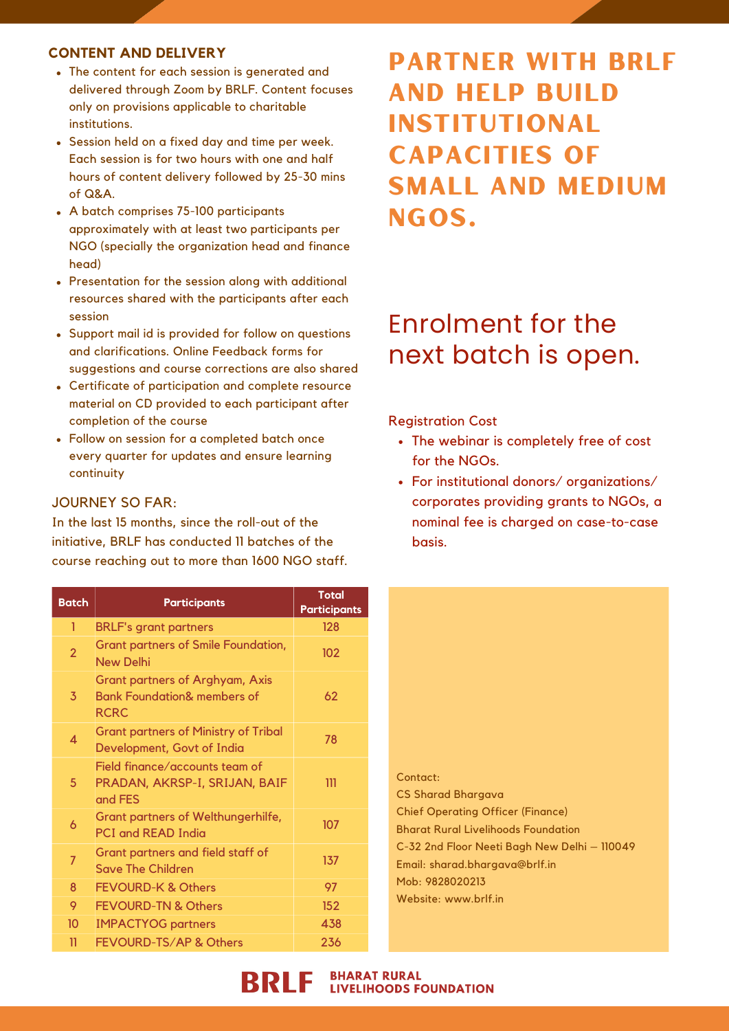## CONTENT AND DELIVERY

- The content for each session is generated and delivered through Zoom by BRLF. Content focuses only on provisions applicable to charitable institutions.
- Session held on a fixed day and time per week. Each session is for two hours with one and half hours of content delivery followed by 25-30 mins of Q&A.
- A batch comprises 75-100 participants approximately with at least two participants per NGO (specially the organization head and finance head)
- Presentation for the session along with additional resources shared with the participants after each session
- Support mail id is provided for follow on questions and clarifications. Online Feedback forms for suggestions and course corrections are also shared
- Certificate of participation and complete resource material on CD provided to each participant after completion of the course
- Follow on session for a completed batch once every quarter for updates and ensure learning continuity

## JOURNEY SO FAR:

In the last 15 months, since the roll-out of the initiative, BRLF has conducted 11 batches of the course reaching out to more than 1600 NGO staff.

| Batch | Participants | Total Participants |
|---|---|---|
| 1 | BRLF's grant partners | 128 |
| 2 | Grant partners of Smile Foundation, New Delhi | 102 |
| 3 | Grant partners of Arghyam, Axis Bank Foundation& members of RCRC | 62 |
| 4 | Grant partners of Ministry of Tribal Development, Govt of India | 78 |
| 5 | Field finance/accounts team of PRADAN, AKRSP-I, SRIJAN, BAIF and FES | 111 |
| 6 | Grant partners of Welthungerhilfe, PCI and READ India | 107 |
| 7 | Grant partners and field staff of Save The Children | 137 |
| 8 | FEVOURD-K & Others | 97 |
| 9 | FEVOURD-TN & Others | 152 |
| 10 | IMPACTYOG partners | 438 |
| 11 | FEVOURD-TS/AP & Others | 236 |

# PARTNER WITH BRLF AND HELP BUILD INSTITUTIONAL CAPACITIES OF SMALL AND MEDIUM NGOS.

## Enrolment for the next batch is open.

Registration Cost

- The webinar is completely free of cost for the NGOs.
- For institutional donors/ organizations/ corporates providing grants to NGOs, a nominal fee is charged on case-to-case basis.

Contact:
CS Sharad Bhargava
Chief Operating Officer (Finance)
Bharat Rural Livelihoods Foundation
C-32 2nd Floor Neeti Bagh New Delhi – 110049
Email: sharad.bhargava@brlf.in
Mob: 9828020213
Website: www.brlf.in

BRLF BHARAT RURAL LIVELIHOODS FOUNDATION